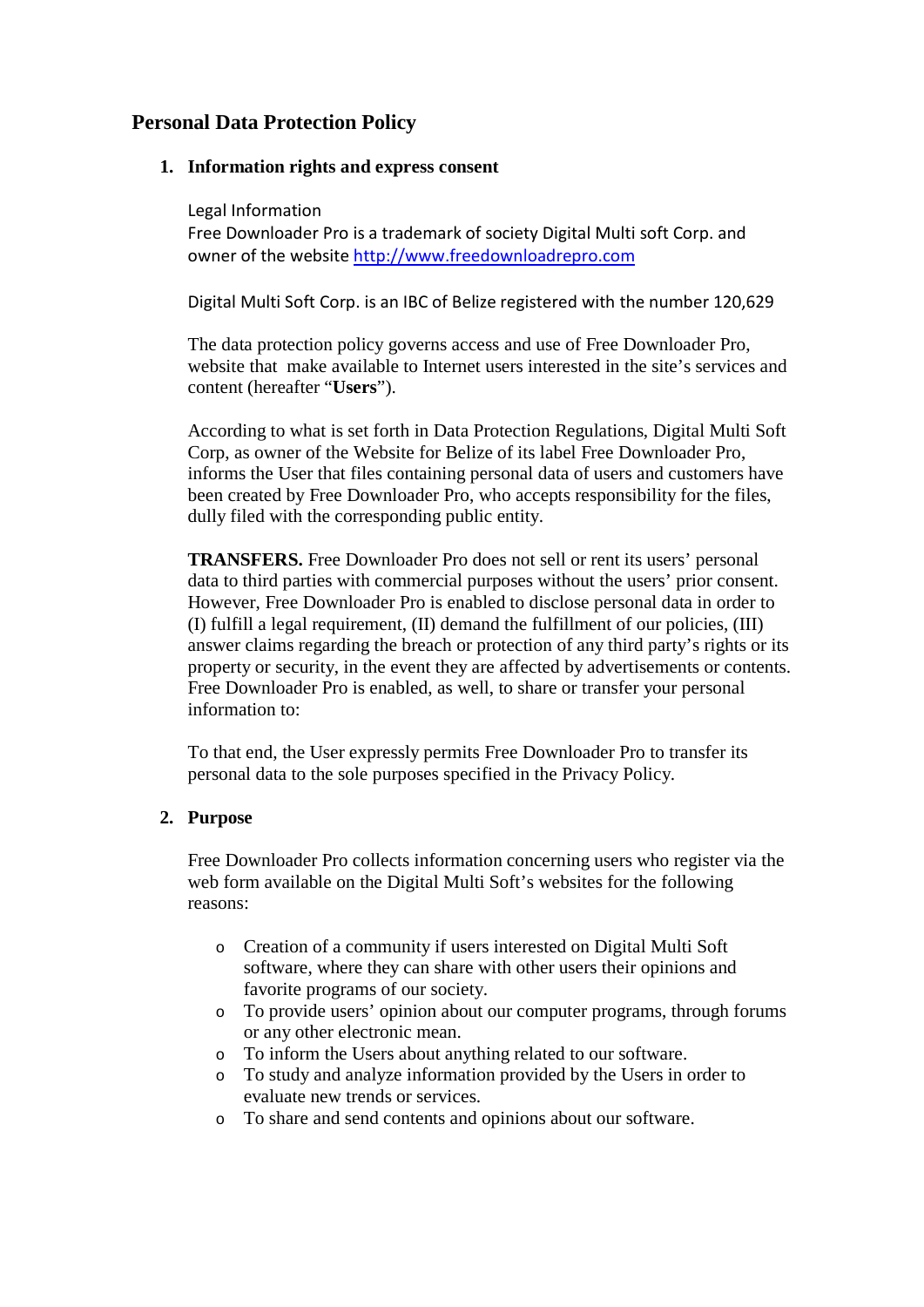# Personal Data Protection Policy

## 1. Information rights and express consent

Legal Information

Free Downloader Pro is a trademark of society Digital Multi soft Corp. and owner of the website [http://www.freedownloadrepro.com](http://www.freedownloadrepro.com)

Digital Multi Soft Corp. is an IBC of Belize registered with the number 120,629

The data protection policy governs access and use of Free Downloader Pro, website that make available to Internet users interested in the site's services and content (hereafter "**Users**").

According to what is set forth in Data Protection Regulations, Digital Multi Soft Corp, as owner of the Website for Belize of its label Free Downloader Pro, informs the User that files containing personal data of users and customers have been created by Free Downloader Pro, who accepts responsibility for the files, dully filed with the corresponding public entity.

**TRANSFERS.** Free Downloader Pro does not sell or rent its users' personal data to third parties with commercial purposes without the users' prior consent. However, Free Downloader Pro is enabled to disclose personal data in order to (I) fulfill a legal requirement, (II) demand the fulfillment of our policies, (III) answer claims regarding the breach or protection of any third party's rights or its property or security, in the event they are affected by advertisements or contents. Free Downloader Pro is enabled, as well, to share or transfer your personal information to:

To that end, the User expressly permits Free Downloader Pro to transfer its personal data to the sole purposes specified in the Privacy Policy.

## 2. Purpose

Free Downloader Pro collects information concerning users who register via the web form available on the Digital Multi Soft's websites for the following reasons:

- Creation of a community if users interested on Digital Multi Soft software, where they can share with other users their opinions and favorite programs of our society.
- To provide users' opinion about our computer programs, through forums or any other electronic mean.
- To inform the Users about anything related to our software.
- To study and analyze information provided by the Users in order to evaluate new trends or services.
- To share and send contents and opinions about our software.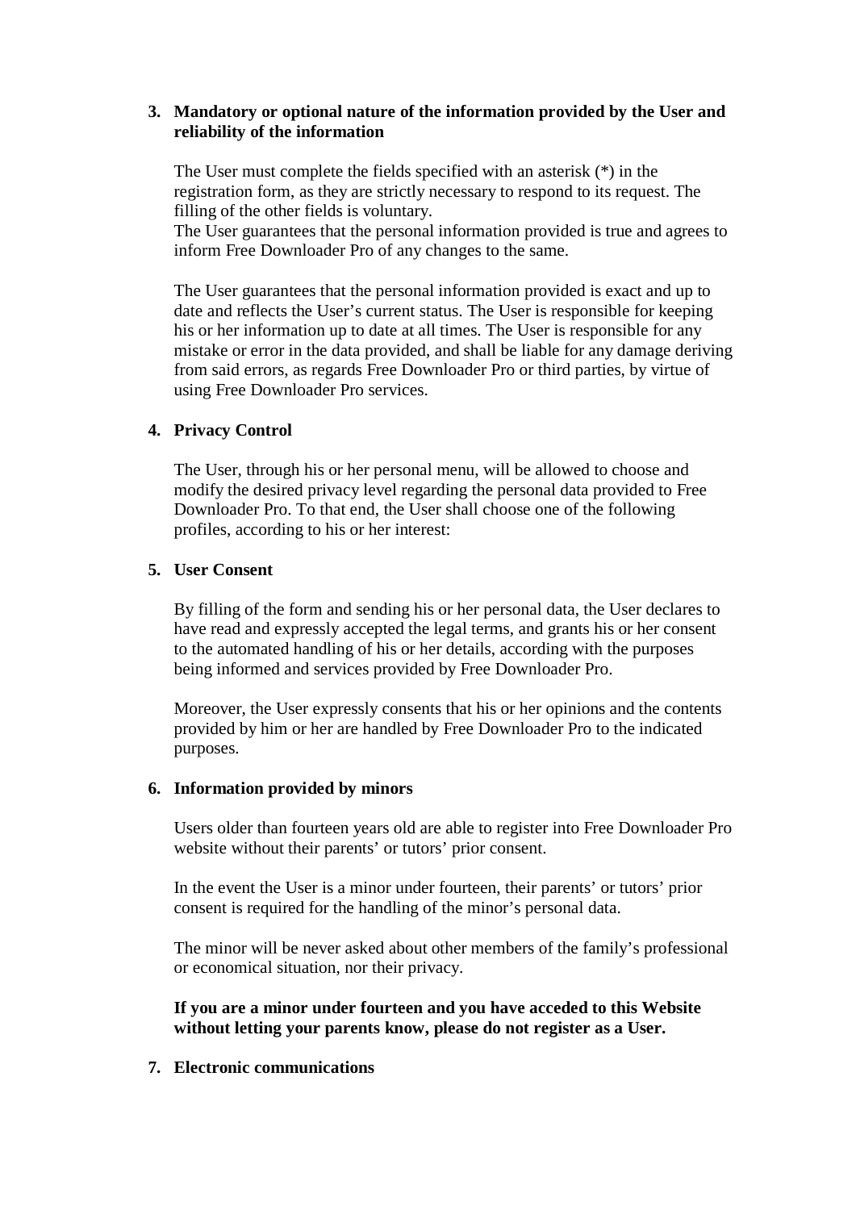3. **Mandatory or optional nature of the information provided by the User and reliability of the information**

   The User must complete the fields specified with an asterisk (*) in the registration form, as they are strictly necessary to respond to its request. The filling of the other fields is voluntary.
   The User guarantees that the personal information provided is true and agrees to inform Free Downloader Pro of any changes to the same.

   The User guarantees that the personal information provided is exact and up to date and reflects the User's current status. The User is responsible for keeping his or her information up to date at all times. The User is responsible for any mistake or error in the data provided, and shall be liable for any damage deriving from said errors, as regards Free Downloader Pro or third parties, by virtue of using Free Downloader Pro services.

4. **Privacy Control**

   The User, through his or her personal menu, will be allowed to choose and modify the desired privacy level regarding the personal data provided to Free Downloader Pro. To that end, the User shall choose one of the following profiles, according to his or her interest:

5. **User Consent**

   By filling of the form and sending his or her personal data, the User declares to have read and expressly accepted the legal terms, and grants his or her consent to the automated handling of his or her details, according with the purposes being informed and services provided by Free Downloader Pro.

   Moreover, the User expressly consents that his or her opinions and the contents provided by him or her are handled by Free Downloader Pro to the indicated purposes.

6. **Information provided by minors**

   Users older than fourteen years old are able to register into Free Downloader Pro website without their parents' or tutors' prior consent.

   In the event the User is a minor under fourteen, their parents' or tutors' prior consent is required for the handling of the minor's personal data.

   The minor will be never asked about other members of the family's professional or economical situation, nor their privacy.

   **If you are a minor under fourteen and you have acceded to this Website without letting your parents know, please do not register as a User.**

7. **Electronic communications**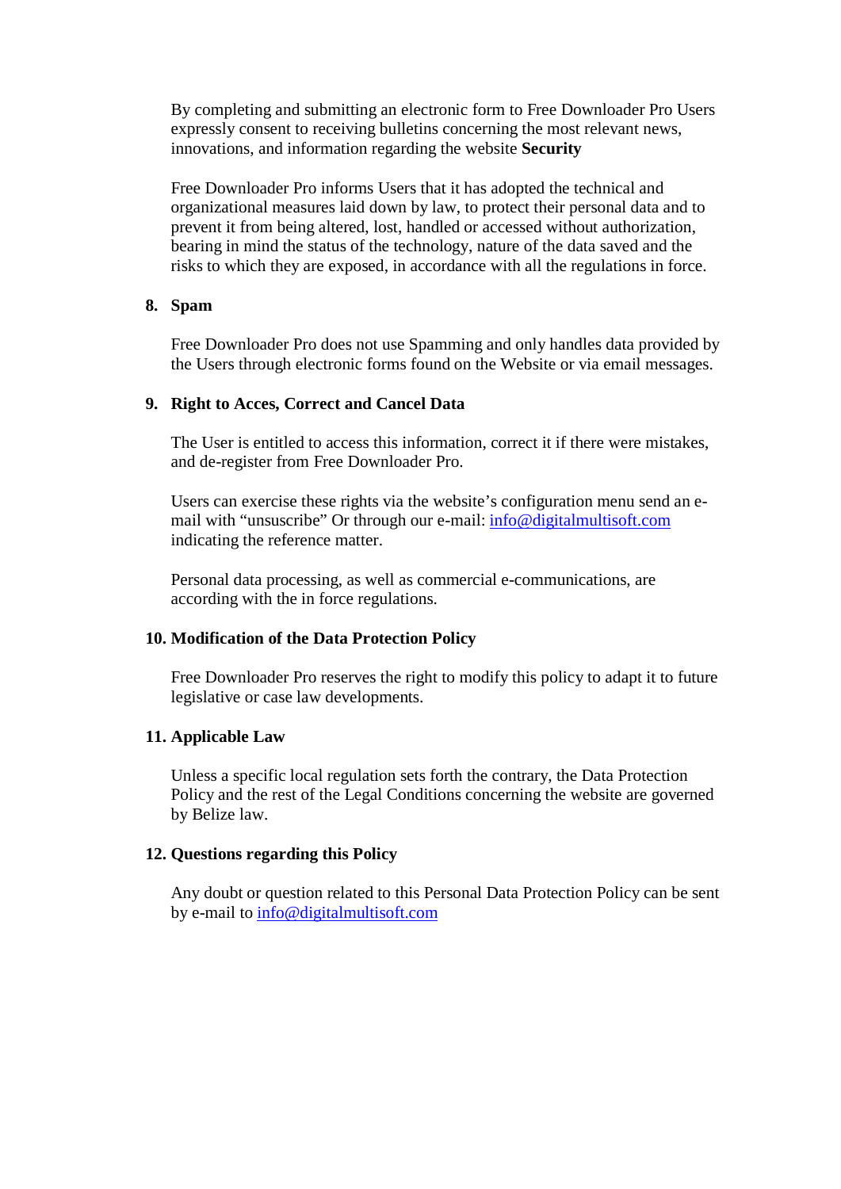By completing and submitting an electronic form to Free Downloader Pro Users expressly consent to receiving bulletins concerning the most relevant news, innovations, and information regarding the website **Security**

Free Downloader Pro informs Users that it has adopted the technical and organizational measures laid down by law, to protect their personal data and to prevent it from being altered, lost, handled or accessed without authorization, bearing in mind the status of the technology, nature of the data saved and the risks to which they are exposed, in accordance with all the regulations in force.

## 8. Spam

Free Downloader Pro does not use Spamming and only handles data provided by the Users through electronic forms found on the Website or via email messages.

## 9. Right to Acces, Correct and Cancel Data

The User is entitled to access this information, correct it if there were mistakes, and de-register from Free Downloader Pro.

Users can exercise these rights via the website's configuration menu send an e-mail with "unsuscribe" Or through our e-mail: info@digitalmultisoft.com indicating the reference matter.

Personal data processing, as well as commercial e-communications, are according with the in force regulations.

## 10. Modification of the Data Protection Policy

Free Downloader Pro reserves the right to modify this policy to adapt it to future legislative or case law developments.

## 11. Applicable Law

Unless a specific local regulation sets forth the contrary, the Data Protection Policy and the rest of the Legal Conditions concerning the website are governed by Belize law.

## 12. Questions regarding this Policy

Any doubt or question related to this Personal Data Protection Policy can be sent by e-mail to info@digitalmultisoft.com